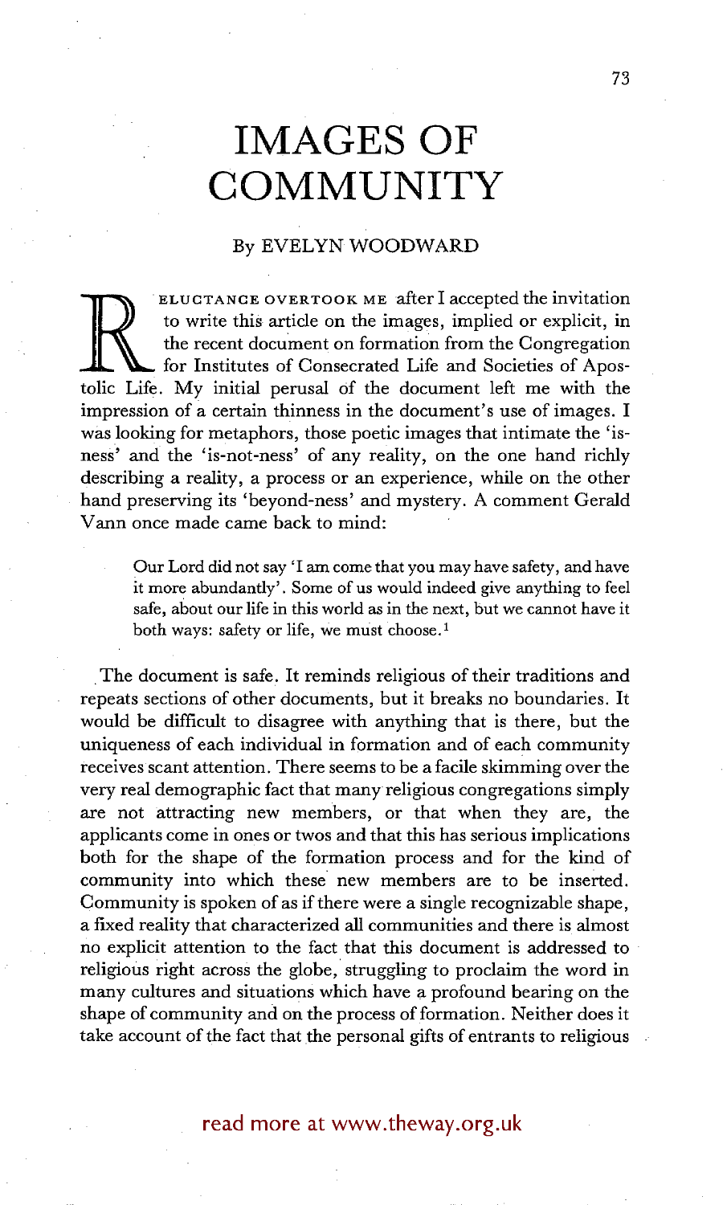# IMAGES OF COMMUNITY

By EVELYN WOODWARD

Reluctance overtook me after I accepted the invitation to write this article on the images, implied or explicit, in the recent document on formation from the Congregation for Institutes of Consecrated Life and Societies of Apostolic Life. My initial perusal of the document left me with the impression of a certain thinness in the document's use of images. I was looking for metaphors, those poetic images that intimate the 'is-ness' and the 'is-not-ness' of any reality, on the one hand richly describing a reality, a process or an experience, while on the other hand preserving its 'beyond-ness' and mystery. A comment Gerald Vann once made came back to mind:

> Our Lord did not say 'I am come that you may have safety, and have it more abundantly'. Some of us would indeed give anything to feel safe, about our life in this world as in the next, but we cannot have it both ways: safety or life, we must choose.[1]

The document is safe. It reminds religious of their traditions and repeats sections of other documents, but it breaks no boundaries. It would be difficult to disagree with anything that is there, but the uniqueness of each individual in formation and of each community receives scant attention. There seems to be a facile skimming over the very real demographic fact that many religious congregations simply are not attracting new members, or that when they are, the applicants come in ones or twos and that this has serious implications both for the shape of the formation process and for the kind of community into which these new members are to be inserted. Community is spoken of as if there were a single recognizable shape, a fixed reality that characterized all communities and there is almost no explicit attention to the fact that this document is addressed to religious right across the globe, struggling to proclaim the word in many cultures and situations which have a profound bearing on the shape of community and on the process of formation. Neither does it take account of the fact that the personal gifts of entrants to religious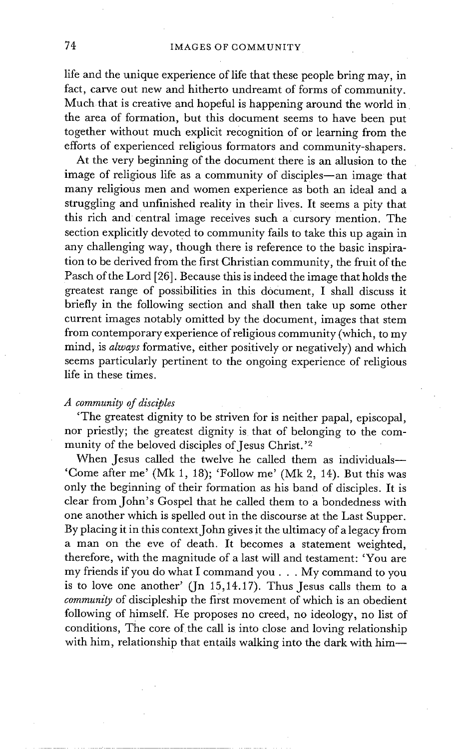life and the unique experience of life that these people bring may, in fact, carve out new and hitherto undreamt of forms of community. Much that is creative and hopeful is happening around the world in the area of formation, but this document seems to have been put together without much explicit recognition of or learning from the efforts of experienced religious formators and community-shapers.

At the very beginning of the document there is an allusion to the image of religious life as a community of disciples—an image that many religious men and women experience as both an ideal and a struggling and unfinished reality in their lives. It seems a pity that this rich and central image receives such a cursory mention. The section explicitly devoted to community fails to take this up again in any challenging way, though there is reference to the basic inspiration to be derived from the first Christian community, the fruit of the Pasch of the Lord [26]. Because this is indeed the image that holds the greatest range of possibilities in this document, I shall discuss it briefly in the following section and shall then take up some other current images notably omitted by the document, images that stem from contemporary experience of religious community (which, to my mind, is *always* formative, either positively or negatively) and which seems particularly pertinent to the ongoing experience of religious life in these times.

*A community of disciples*

'The greatest dignity to be striven for is neither papal, episcopal, nor priestly; the greatest dignity is that of belonging to the community of the beloved disciples of Jesus Christ.'[2]

When Jesus called the twelve he called them as individuals—'Come after me' (Mk 1, 18); 'Follow me' (Mk 2, 14). But this was only the beginning of their formation as his band of disciples. It is clear from John's Gospel that he called them to a bondedness with one another which is spelled out in the discourse at the Last Supper. By placing it in this context John gives it the ultimacy of a legacy from a man on the eve of death. It becomes a statement weighted, therefore, with the magnitude of a last will and testament: 'You are my friends if you do what I command you . . . My command to you is to love one another' (Jn 15,14.17). Thus Jesus calls them to a *community* of discipleship the first movement of which is an obedient following of himself. He proposes no creed, no ideology, no list of conditions, The core of the call is into close and loving relationship with him, relationship that entails walking into the dark with him—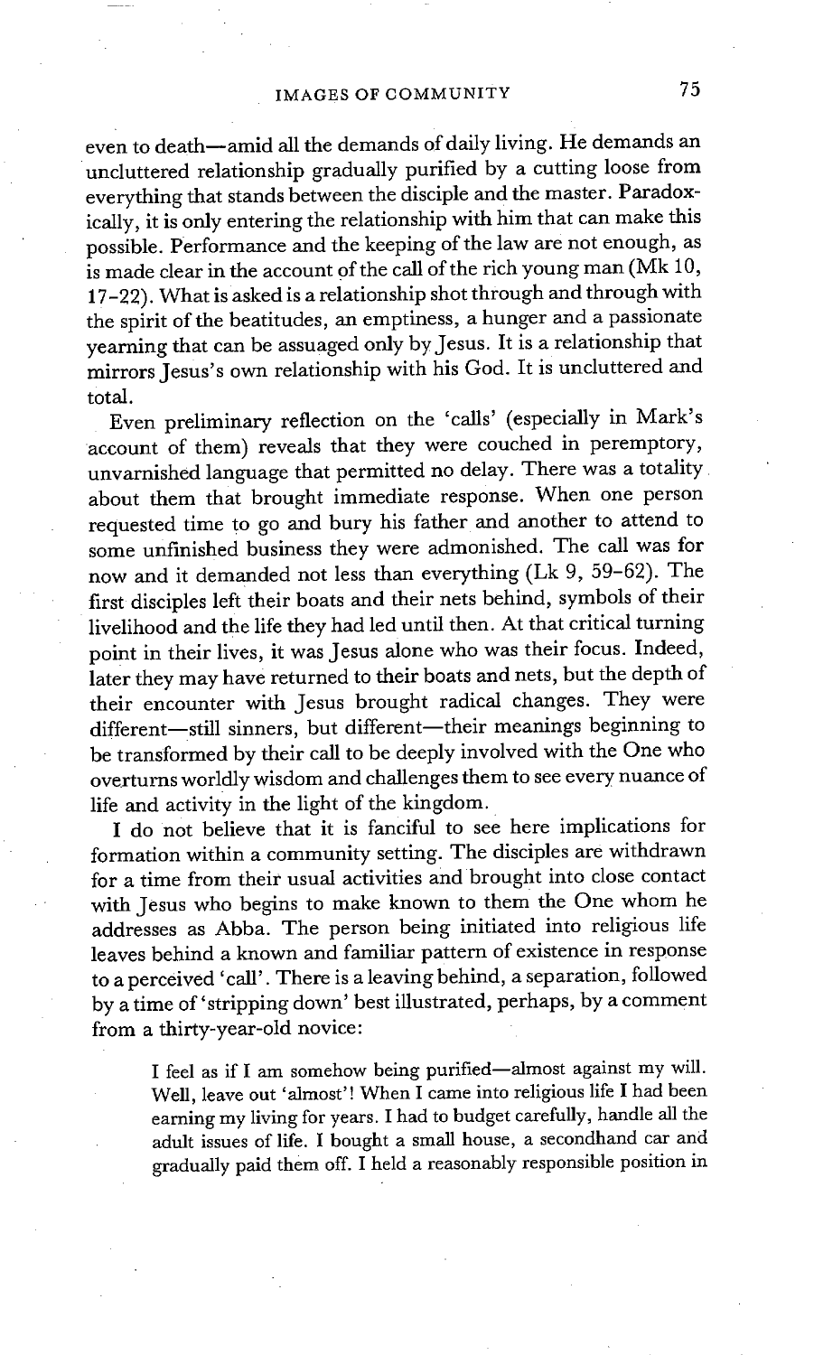even to death—amid all the demands of daily living. He demands an uncluttered relationship gradually purified by a cutting loose from everything that stands between the disciple and the master. Paradoxically, it is only entering the relationship with him that can make this possible. Performance and the keeping of the law are not enough, as is made clear in the account of the call of the rich young man (Mk 10, 17–22). What is asked is a relationship shot through and through with the spirit of the beatitudes, an emptiness, a hunger and a passionate yearning that can be assuaged only by Jesus. It is a relationship that mirrors Jesus's own relationship with his God. It is uncluttered and total.

Even preliminary reflection on the 'calls' (especially in Mark's account of them) reveals that they were couched in peremptory, unvarnished language that permitted no delay. There was a totality about them that brought immediate response. When one person requested time to go and bury his father and another to attend to some unfinished business they were admonished. The call was for now and it demanded not less than everything (Lk 9, 59–62). The first disciples left their boats and their nets behind, symbols of their livelihood and the life they had led until then. At that critical turning point in their lives, it was Jesus alone who was their focus. Indeed, later they may have returned to their boats and nets, but the depth of their encounter with Jesus brought radical changes. They were different—still sinners, but different—their meanings beginning to be transformed by their call to be deeply involved with the One who overturns worldly wisdom and challenges them to see every nuance of life and activity in the light of the kingdom.

I do not believe that it is fanciful to see here implications for formation within a community setting. The disciples are withdrawn for a time from their usual activities and brought into close contact with Jesus who begins to make known to them the One whom he addresses as Abba. The person being initiated into religious life leaves behind a known and familiar pattern of existence in response to a perceived 'call'. There is a leaving behind, a separation, followed by a time of 'stripping down' best illustrated, perhaps, by a comment from a thirty-year-old novice:

> I feel as if I am somehow being purified—almost against my will. Well, leave out 'almost'! When I came into religious life I had been earning my living for years. I had to budget carefully, handle all the adult issues of life. I bought a small house, a secondhand car and gradually paid them off. I held a reasonably responsible position in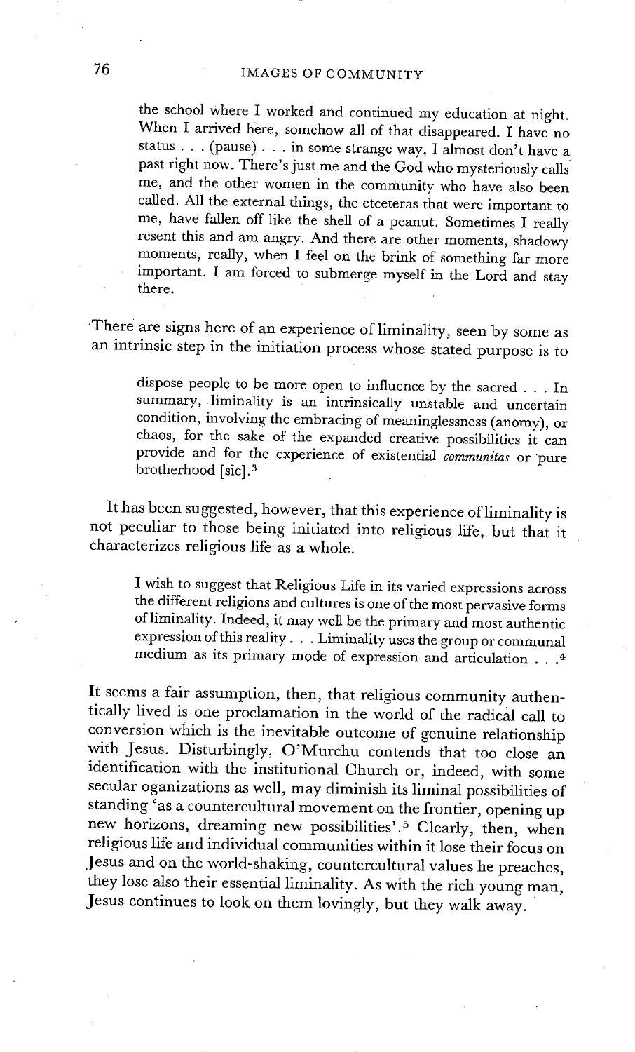> the school where I worked and continued my education at night. When I arrived here, somehow all of that disappeared. I have no status . . . (pause) . . . in some strange way, I almost don't have a past right now. There's just me and the God who mysteriously calls me, and the other women in the community who have also been called. All the external things, the etceteras that were important to me, have fallen off like the shell of a peanut. Sometimes I really resent this and am angry. And there are other moments, shadowy moments, really, when I feel on the brink of something far more important. I am forced to submerge myself in the Lord and stay there.

There are signs here of an experience of liminality, seen by some as an intrinsic step in the initiation process whose stated purpose is to

> dispose people to be more open to influence by the sacred . . . In summary, liminality is an intrinsically unstable and uncertain condition, involving the embracing of meaninglessness (anomy), or chaos, for the sake of the expanded creative possibilities it can provide and for the experience of existential *communitas* or pure brotherhood [sic].[3]

It has been suggested, however, that this experience of liminality is not peculiar to those being initiated into religious life, but that it characterizes religious life as a whole.

> I wish to suggest that Religious Life in its varied expressions across the different religions and cultures is one of the most pervasive forms of liminality. Indeed, it may well be the primary and most authentic expression of this reality . . . Liminality uses the group or communal medium as its primary mode of expression and articulation . . .[4]

It seems a fair assumption, then, that religious community authentically lived is one proclamation in the world of the radical call to conversion which is the inevitable outcome of genuine relationship with Jesus. Disturbingly, O'Murchu contends that too close an identification with the institutional Church or, indeed, with some secular oganizations as well, may diminish its liminal possibilities of standing 'as a countercultural movement on the frontier, opening up new horizons, dreaming new possibilities'.[5] Clearly, then, when religious life and individual communities within it lose their focus on Jesus and on the world-shaking, countercultural values he preaches, they lose also their essential liminality. As with the rich young man, Jesus continues to look on them lovingly, but they walk away.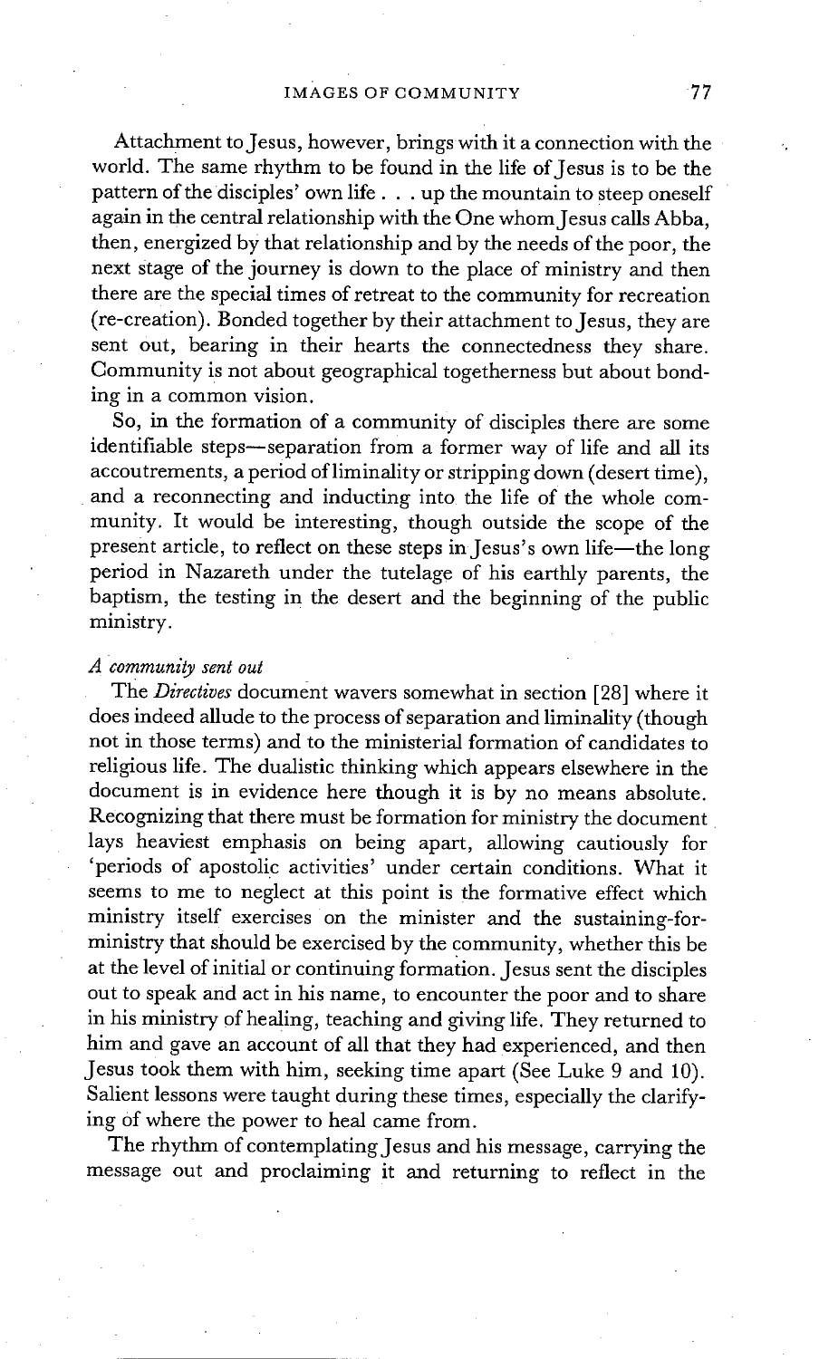Attachment to Jesus, however, brings with it a connection with the world. The same rhythm to be found in the life of Jesus is to be the pattern of the disciples' own life . . . up the mountain to steep oneself again in the central relationship with the One whom Jesus calls Abba, then, energized by that relationship and by the needs of the poor, the next stage of the journey is down to the place of ministry and then there are the special times of retreat to the community for recreation (re-creation). Bonded together by their attachment to Jesus, they are sent out, bearing in their hearts the connectedness they share. Community is not about geographical togetherness but about bonding in a common vision.

So, in the formation of a community of disciples there are some identifiable steps—separation from a former way of life and all its accoutrements, a period of liminality or stripping down (desert time), and a reconnecting and inducting into the life of the whole community. It would be interesting, though outside the scope of the present article, to reflect on these steps in Jesus's own life—the long period in Nazareth under the tutelage of his earthly parents, the baptism, the testing in the desert and the beginning of the public ministry.

### *A community sent out*

The *Directives* document wavers somewhat in section [28] where it does indeed allude to the process of separation and liminality (though not in those terms) and to the ministerial formation of candidates to religious life. The dualistic thinking which appears elsewhere in the document is in evidence here though it is by no means absolute. Recognizing that there must be formation for ministry the document lays heaviest emphasis on being apart, allowing cautiously for 'periods of apostolic activities' under certain conditions. What it seems to me to neglect at this point is the formative effect which ministry itself exercises on the minister and the sustaining-for-ministry that should be exercised by the community, whether this be at the level of initial or continuing formation. Jesus sent the disciples out to speak and act in his name, to encounter the poor and to share in his ministry of healing, teaching and giving life. They returned to him and gave an account of all that they had experienced, and then Jesus took them with him, seeking time apart (See Luke 9 and 10). Salient lessons were taught during these times, especially the clarifying of where the power to heal came from.

The rhythm of contemplating Jesus and his message, carrying the message out and proclaiming it and returning to reflect in the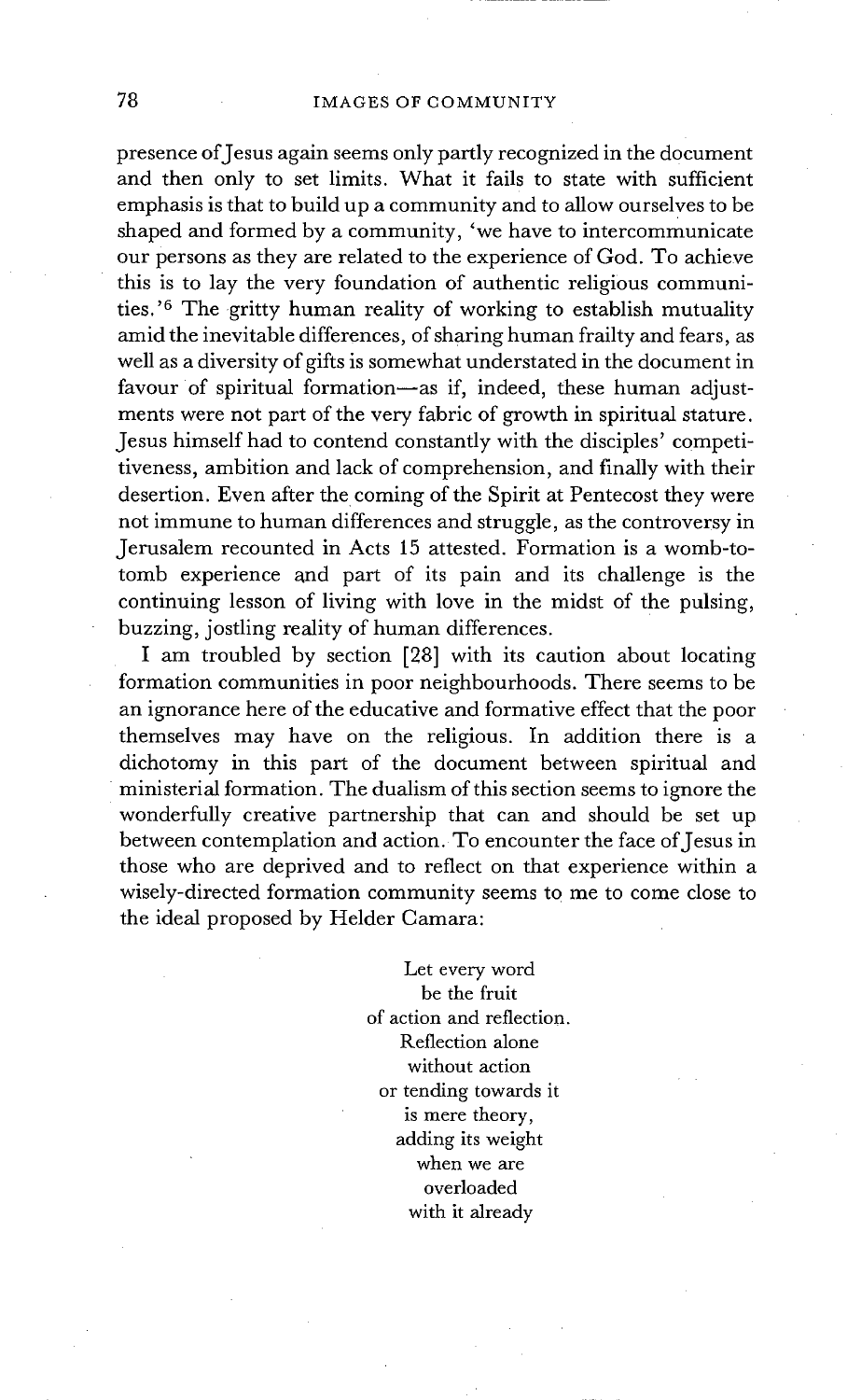presence of Jesus again seems only partly recognized in the document and then only to set limits. What it fails to state with sufficient emphasis is that to build up a community and to allow ourselves to be shaped and formed by a community, 'we have to intercommunicate our persons as they are related to the experience of God. To achieve this is to lay the very foundation of authentic religious communities.'[6] The gritty human reality of working to establish mutuality amid the inevitable differences, of sharing human frailty and fears, as well as a diversity of gifts is somewhat understated in the document in favour of spiritual formation—as if, indeed, these human adjustments were not part of the very fabric of growth in spiritual stature. Jesus himself had to contend constantly with the disciples' competitiveness, ambition and lack of comprehension, and finally with their desertion. Even after the coming of the Spirit at Pentecost they were not immune to human differences and struggle, as the controversy in Jerusalem recounted in Acts 15 attested. Formation is a womb-to-tomb experience and part of its pain and its challenge is the continuing lesson of living with love in the midst of the pulsing, buzzing, jostling reality of human differences.

I am troubled by section [28] with its caution about locating formation communities in poor neighbourhoods. There seems to be an ignorance here of the educative and formative effect that the poor themselves may have on the religious. In addition there is a dichotomy in this part of the document between spiritual and ministerial formation. The dualism of this section seems to ignore the wonderfully creative partnership that can and should be set up between contemplation and action. To encounter the face of Jesus in those who are deprived and to reflect on that experience within a wisely-directed formation community seems to me to come close to the ideal proposed by Helder Camara:

> Let every word
> be the fruit
> of action and reflection.
> Reflection alone
> without action
> or tending towards it
> is mere theory,
> adding its weight
> when we are
> overloaded
> with it already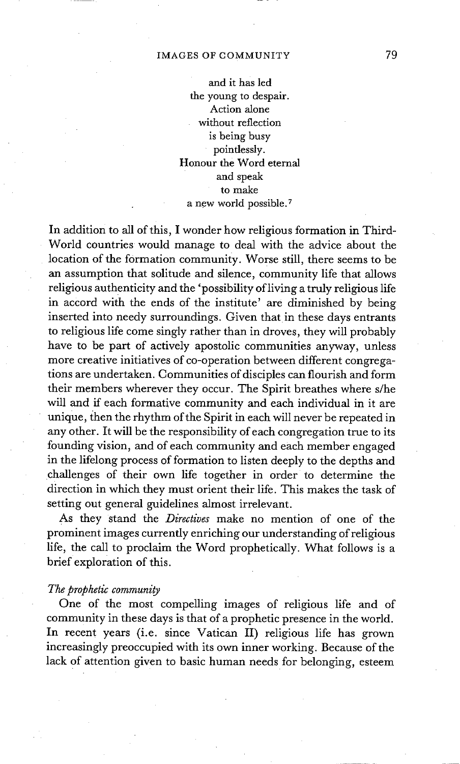and it has led
the young to despair.
Action alone
without reflection
is being busy
pointlessly.
Honour the Word eternal
and speak
to make
a new world possible.[7]

In addition to all of this, I wonder how religious formation in Third-World countries would manage to deal with the advice about the location of the formation community. Worse still, there seems to be an assumption that solitude and silence, community life that allows religious authenticity and the 'possibility of living a truly religious life in accord with the ends of the institute' are diminished by being inserted into needy surroundings. Given that in these days entrants to religious life come singly rather than in droves, they will probably have to be part of actively apostolic communities anyway, unless more creative initiatives of co-operation between different congregations are undertaken. Communities of disciples can flourish and form their members wherever they occur. The Spirit breathes where s/he will and if each formative community and each individual in it are unique, then the rhythm of the Spirit in each will never be repeated in any other. It will be the responsibility of each congregation true to its founding vision, and of each community and each member engaged in the lifelong process of formation to listen deeply to the depths and challenges of their own life together in order to determine the direction in which they must orient their life. This makes the task of setting out general guidelines almost irrelevant.

As they stand the *Directives* make no mention of one of the prominent images currently enriching our understanding of religious life, the call to proclaim the Word prophetically. What follows is a brief exploration of this.

### *The prophetic community*

One of the most compelling images of religious life and of community in these days is that of a prophetic presence in the world. In recent years (i.e. since Vatican II) religious life has grown increasingly preoccupied with its own inner working. Because of the lack of attention given to basic human needs for belonging, esteem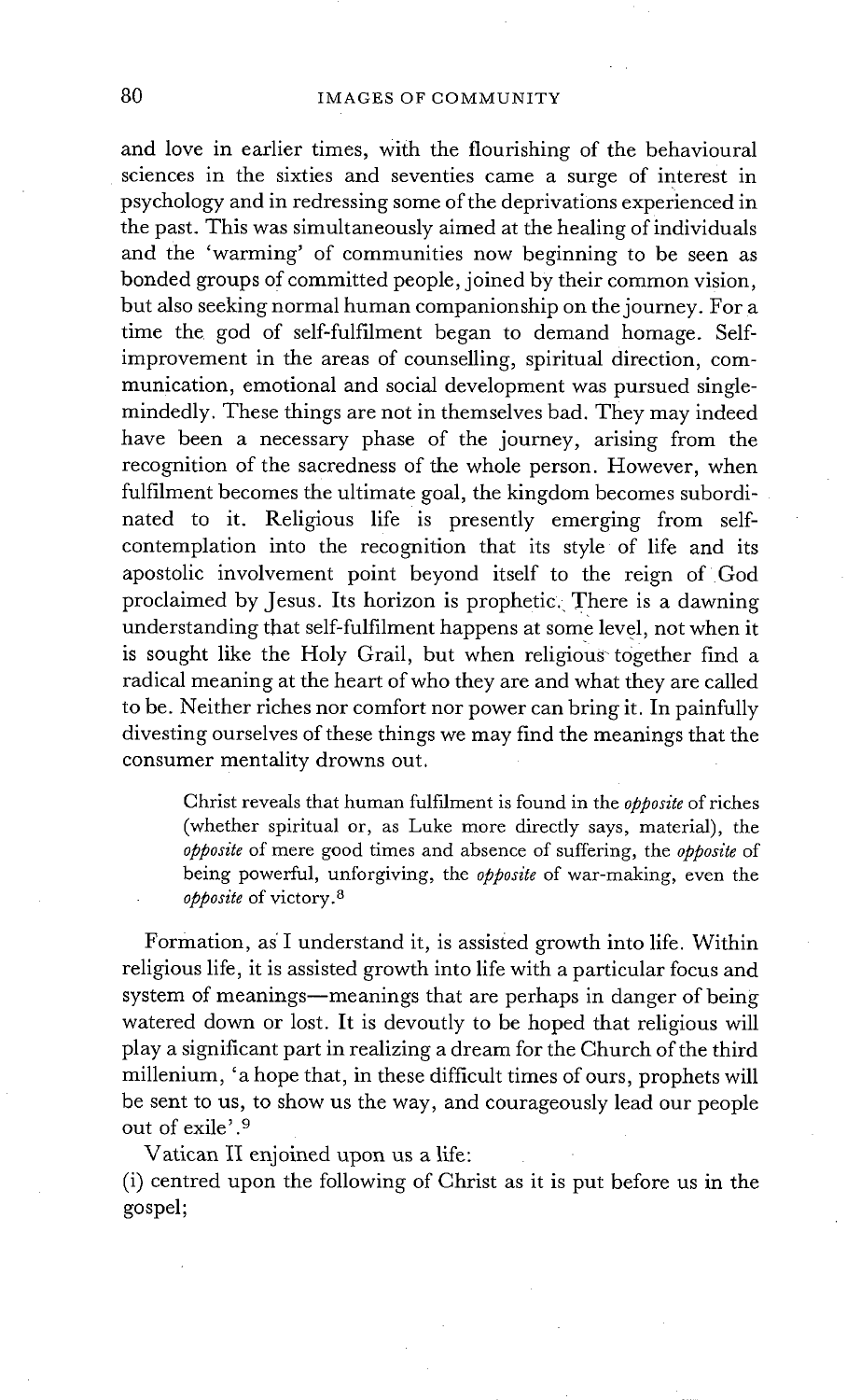and love in earlier times, with the flourishing of the behavioural sciences in the sixties and seventies came a surge of interest in psychology and in redressing some of the deprivations experienced in the past. This was simultaneously aimed at the healing of individuals and the 'warming' of communities now beginning to be seen as bonded groups of committed people, joined by their common vision, but also seeking normal human companionship on the journey. For a time the god of self-fulfilment began to demand homage. Self-improvement in the areas of counselling, spiritual direction, communication, emotional and social development was pursued single-mindedly. These things are not in themselves bad. They may indeed have been a necessary phase of the journey, arising from the recognition of the sacredness of the whole person. However, when fulfilment becomes the ultimate goal, the kingdom becomes subordinated to it. Religious life is presently emerging from self-contemplation into the recognition that its style of life and its apostolic involvement point beyond itself to the reign of God proclaimed by Jesus. Its horizon is prophetic. There is a dawning understanding that self-fulfilment happens at some level, not when it is sought like the Holy Grail, but when religious together find a radical meaning at the heart of who they are and what they are called to be. Neither riches nor comfort nor power can bring it. In painfully divesting ourselves of these things we may find the meanings that the consumer mentality drowns out.

> Christ reveals that human fulfilment is found in the *opposite* of riches (whether spiritual or, as Luke more directly says, material), the *opposite* of mere good times and absence of suffering, the *opposite* of being powerful, unforgiving, the *opposite* of war-making, even the *opposite* of victory.[8]

Formation, as I understand it, is assisted growth into life. Within religious life, it is assisted growth into life with a particular focus and system of meanings—meanings that are perhaps in danger of being watered down or lost. It is devoutly to be hoped that religious will play a significant part in realizing a dream for the Church of the third millenium, 'a hope that, in these difficult times of ours, prophets will be sent to us, to show us the way, and courageously lead our people out of exile'.[9]

Vatican II enjoined upon us a life:

(i) centred upon the following of Christ as it is put before us in the gospel;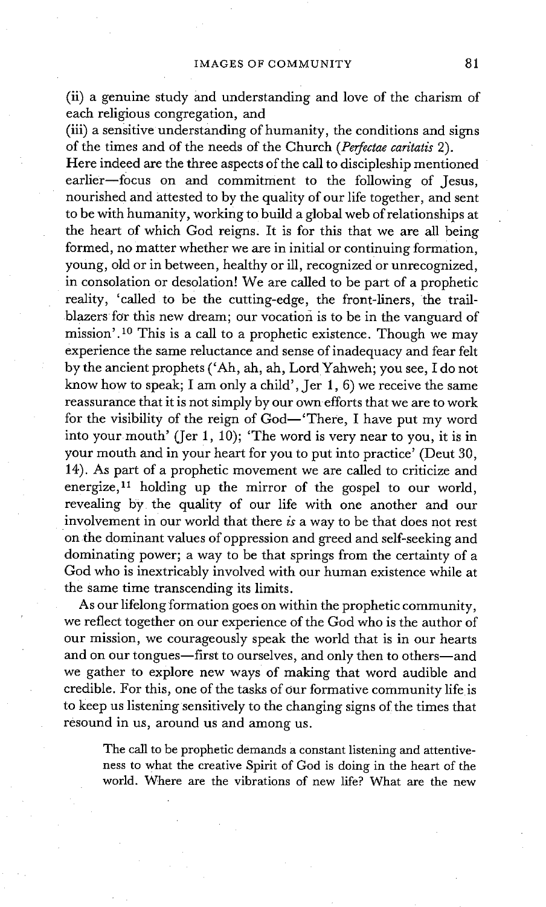(ii) a genuine study and understanding and love of the charism of each religious congregation, and

(iii) a sensitive understanding of humanity, the conditions and signs of the times and of the needs of the Church (*Perfectae caritatis* 2).

Here indeed are the three aspects of the call to discipleship mentioned earlier—focus on and commitment to the following of Jesus, nourished and attested to by the quality of our life together, and sent to be with humanity, working to build a global web of relationships at the heart of which God reigns. It is for this that we are all being formed, no matter whether we are in initial or continuing formation, young, old or in between, healthy or ill, recognized or unrecognized, in consolation or desolation! We are called to be part of a prophetic reality, 'called to be the cutting-edge, the front-liners, the trail-blazers for this new dream; our vocation is to be in the vanguard of mission'.[10] This is a call to a prophetic existence. Though we may experience the same reluctance and sense of inadequacy and fear felt by the ancient prophets ('Ah, ah, ah, Lord Yahweh; you see, I do not know how to speak; I am only a child', Jer 1, 6) we receive the same reassurance that it is not simply by our own efforts that we are to work for the visibility of the reign of God—'There, I have put my word into your mouth' (Jer 1, 10); 'The word is very near to you, it is in your mouth and in your heart for you to put into practice' (Deut 30, 14). As part of a prophetic movement we are called to criticize and energize,[11] holding up the mirror of the gospel to our world, revealing by the quality of our life with one another and our involvement in our world that there *is* a way to be that does not rest on the dominant values of oppression and greed and self-seeking and dominating power; a way to be that springs from the certainty of a God who is inextricably involved with our human existence while at the same time transcending its limits.

As our lifelong formation goes on within the prophetic community, we reflect together on our experience of the God who is the author of our mission, we courageously speak the world that is in our hearts and on our tongues—first to ourselves, and only then to others—and we gather to explore new ways of making that word audible and credible. For this, one of the tasks of our formative community life is to keep us listening sensitively to the changing signs of the times that resound in us, around us and among us.

> The call to be prophetic demands a constant listening and attentiveness to what the creative Spirit of God is doing in the heart of the world. Where are the vibrations of new life? What are the new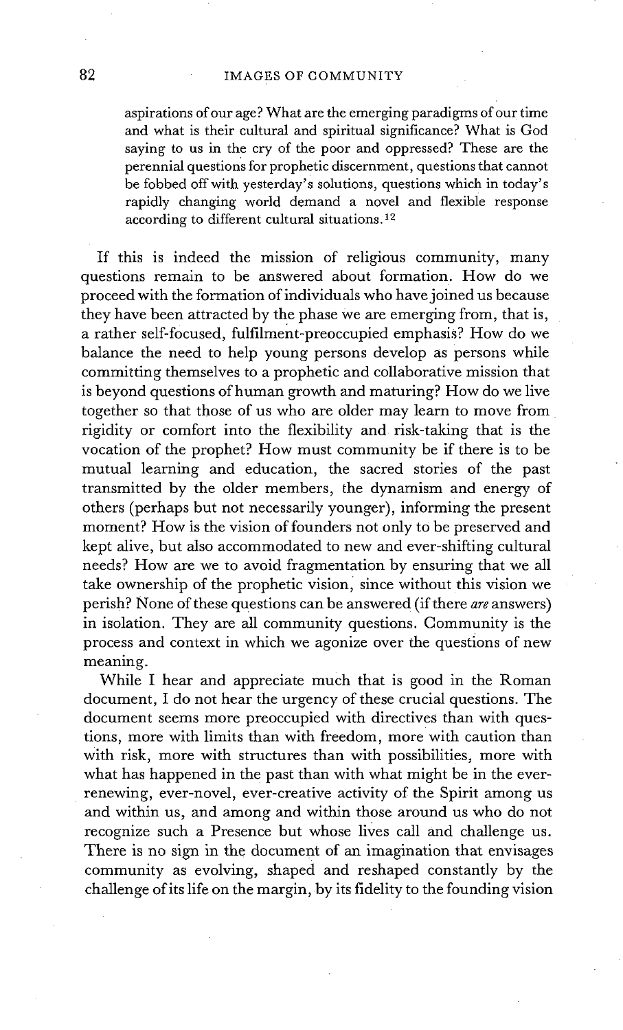aspirations of our age? What are the emerging paradigms of our time and what is their cultural and spiritual significance? What is God saying to us in the cry of the poor and oppressed? These are the perennial questions for prophetic discernment, questions that cannot be fobbed off with yesterday's solutions, questions which in today's rapidly changing world demand a novel and flexible response according to different cultural situations.[12]

If this is indeed the mission of religious community, many questions remain to be answered about formation. How do we proceed with the formation of individuals who have joined us because they have been attracted by the phase we are emerging from, that is, a rather self-focused, fulfilment-preoccupied emphasis? How do we balance the need to help young persons develop as persons while committing themselves to a prophetic and collaborative mission that is beyond questions of human growth and maturing? How do we live together so that those of us who are older may learn to move from rigidity or comfort into the flexibility and risk-taking that is the vocation of the prophet? How must community be if there is to be mutual learning and education, the sacred stories of the past transmitted by the older members, the dynamism and energy of others (perhaps but not necessarily younger), informing the present moment? How is the vision of founders not only to be preserved and kept alive, but also accommodated to new and ever-shifting cultural needs? How are we to avoid fragmentation by ensuring that we all take ownership of the prophetic vision, since without this vision we perish? None of these questions can be answered (if there *are* answers) in isolation. They are all community questions. Community is the process and context in which we agonize over the questions of new meaning.

While I hear and appreciate much that is good in the Roman document, I do not hear the urgency of these crucial questions. The document seems more preoccupied with directives than with questions, more with limits than with freedom, more with caution than with risk, more with structures than with possibilities, more with what has happened in the past than with what might be in the ever-renewing, ever-novel, ever-creative activity of the Spirit among us and within us, and among and within those around us who do not recognize such a Presence but whose lives call and challenge us. There is no sign in the document of an imagination that envisages community as evolving, shaped and reshaped constantly by the challenge of its life on the margin, by its fidelity to the founding vision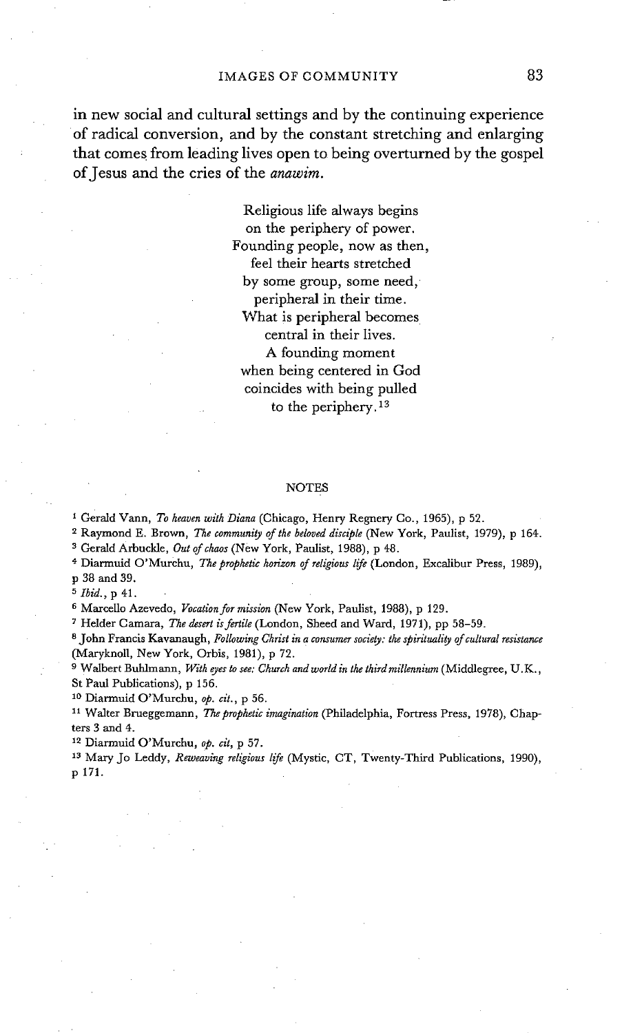in new social and cultural settings and by the continuing experience of radical conversion, and by the constant stretching and enlarging that comes from leading lives open to being overturned by the gospel of Jesus and the cries of the *anawim*.

> Religious life always begins
> on the periphery of power.
> Founding people, now as then,
> feel their hearts stretched
> by some group, some need,
> peripheral in their time.
> What is peripheral becomes
> central in their lives.
> A founding moment
> when being centered in God
> coincides with being pulled
> to the periphery.[13]

## NOTES

[1] Gerald Vann, *To heaven with Diana* (Chicago, Henry Regnery Co., 1965), p 52.

[2] Raymond E. Brown, *The community of the beloved disciple* (New York, Paulist, 1979), p 164.

[3] Gerald Arbuckle, *Out of chaos* (New York, Paulist, 1988), p 48.

[4] Diarmuid O'Murchu, *The prophetic horizon of religious life* (London, Excalibur Press, 1989), p 38 and 39.

[5] *Ibid.*, p 41.

[6] Marcello Azevedo, *Vocation for mission* (New York, Paulist, 1988), p 129.

[7] Helder Camara, *The desert is fertile* (London, Sheed and Ward, 1971), pp 58–59.

[8] John Francis Kavanaugh, *Following Christ in a consumer society: the spirituality of cultural resistance* (Maryknoll, New York, Orbis, 1981), p 72.

[9] Walbert Buhlmann, *With eyes to see: Church and world in the third millennium* (Middlegree, U.K., St Paul Publications), p 156.

[10] Diarmuid O'Murchu, *op. cit.*, p 56.

[11] Walter Brueggemann, *The prophetic imagination* (Philadelphia, Fortress Press, 1978), Chapters 3 and 4.

[12] Diarmuid O'Murchu, *op. cit*, p 57.

[13] Mary Jo Leddy, *Reweaving religious life* (Mystic, CT, Twenty-Third Publications, 1990), p 171.